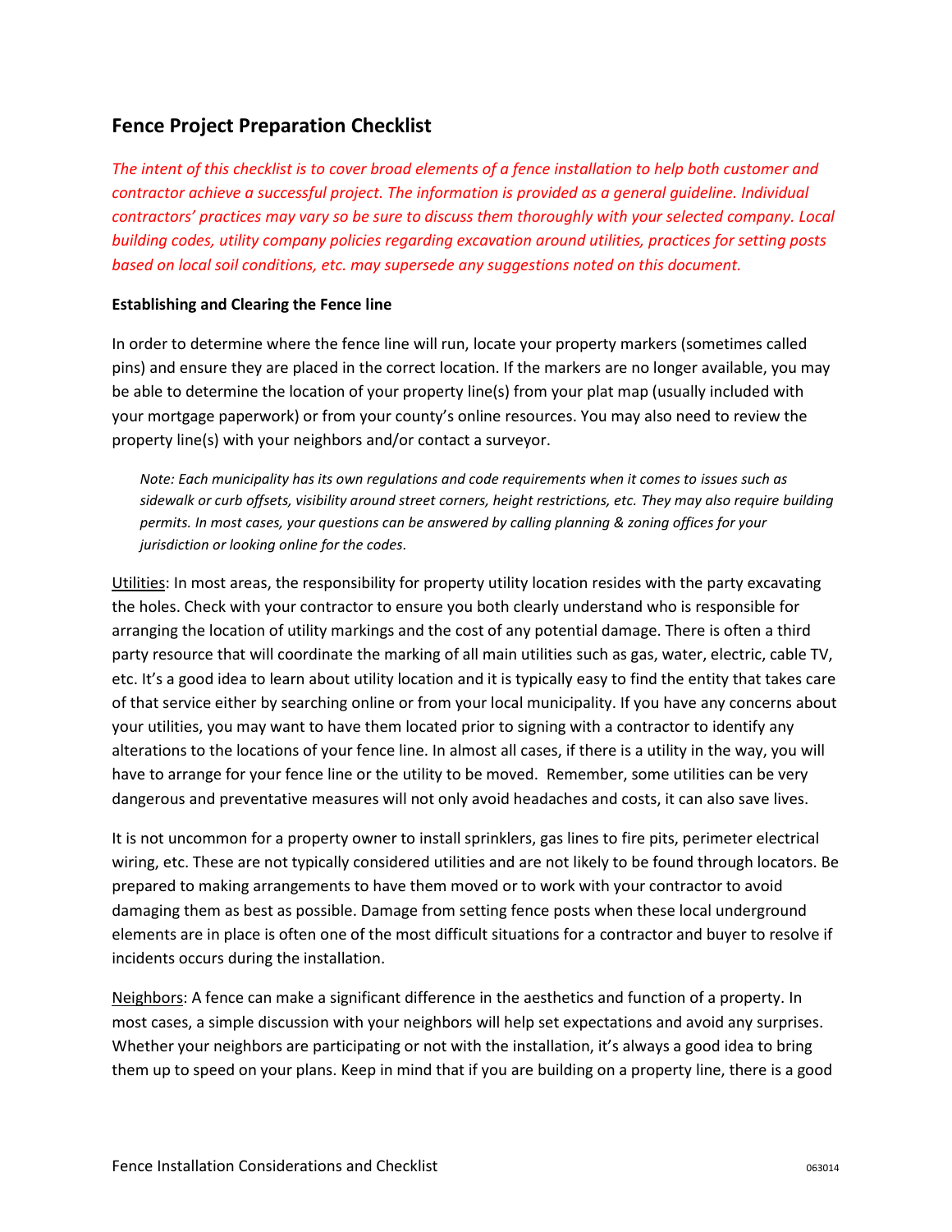## Fence Project Preparation Checklist

*The intent of this checklist is to cover broad elements of a fence installation to help both customer and contractor achieve a successful project. The information is provided as a general guideline. Individual contractors' practices may vary so be sure to discuss them thoroughly with your selected company. Local building codes, utility company policies regarding excavation around utilities, practices for setting posts based on local soil conditions, etc. may supersede any suggestions noted on this document.*

**Establishing and Clearing the Fence line**

In order to determine where the fence line will run, locate your property markers (sometimes called pins) and ensure they are placed in the correct location. If the markers are no longer available, you may be able to determine the location of your property line(s) from your plat map (usually included with your mortgage paperwork) or from your county's online resources. You may also need to review the property line(s) with your neighbors and/or contact a surveyor.

> *Note: Each municipality has its own regulations and code requirements when it comes to issues such as sidewalk or curb offsets, visibility around street corners, height restrictions, etc. They may also require building permits. In most cases, your questions can be answered by calling planning & zoning offices for your jurisdiction or looking online for the codes.*

<u>Utilities</u>: In most areas, the responsibility for property utility location resides with the party excavating the holes. Check with your contractor to ensure you both clearly understand who is responsible for arranging the location of utility markings and the cost of any potential damage. There is often a third party resource that will coordinate the marking of all main utilities such as gas, water, electric, cable TV, etc. It's a good idea to learn about utility location and it is typically easy to find the entity that takes care of that service either by searching online or from your local municipality. If you have any concerns about your utilities, you may want to have them located prior to signing with a contractor to identify any alterations to the locations of your fence line. In almost all cases, if there is a utility in the way, you will have to arrange for your fence line or the utility to be moved. Remember, some utilities can be very dangerous and preventative measures will not only avoid headaches and costs, it can also save lives.

It is not uncommon for a property owner to install sprinklers, gas lines to fire pits, perimeter electrical wiring, etc. These are not typically considered utilities and are not likely to be found through locators. Be prepared to making arrangements to have them moved or to work with your contractor to avoid damaging them as best as possible. Damage from setting fence posts when these local underground elements are in place is often one of the most difficult situations for a contractor and buyer to resolve if incidents occurs during the installation.

<u>Neighbors</u>: A fence can make a significant difference in the aesthetics and function of a property. In most cases, a simple discussion with your neighbors will help set expectations and avoid any surprises. Whether your neighbors are participating or not with the installation, it's always a good idea to bring them up to speed on your plans. Keep in mind that if you are building on a property line, there is a good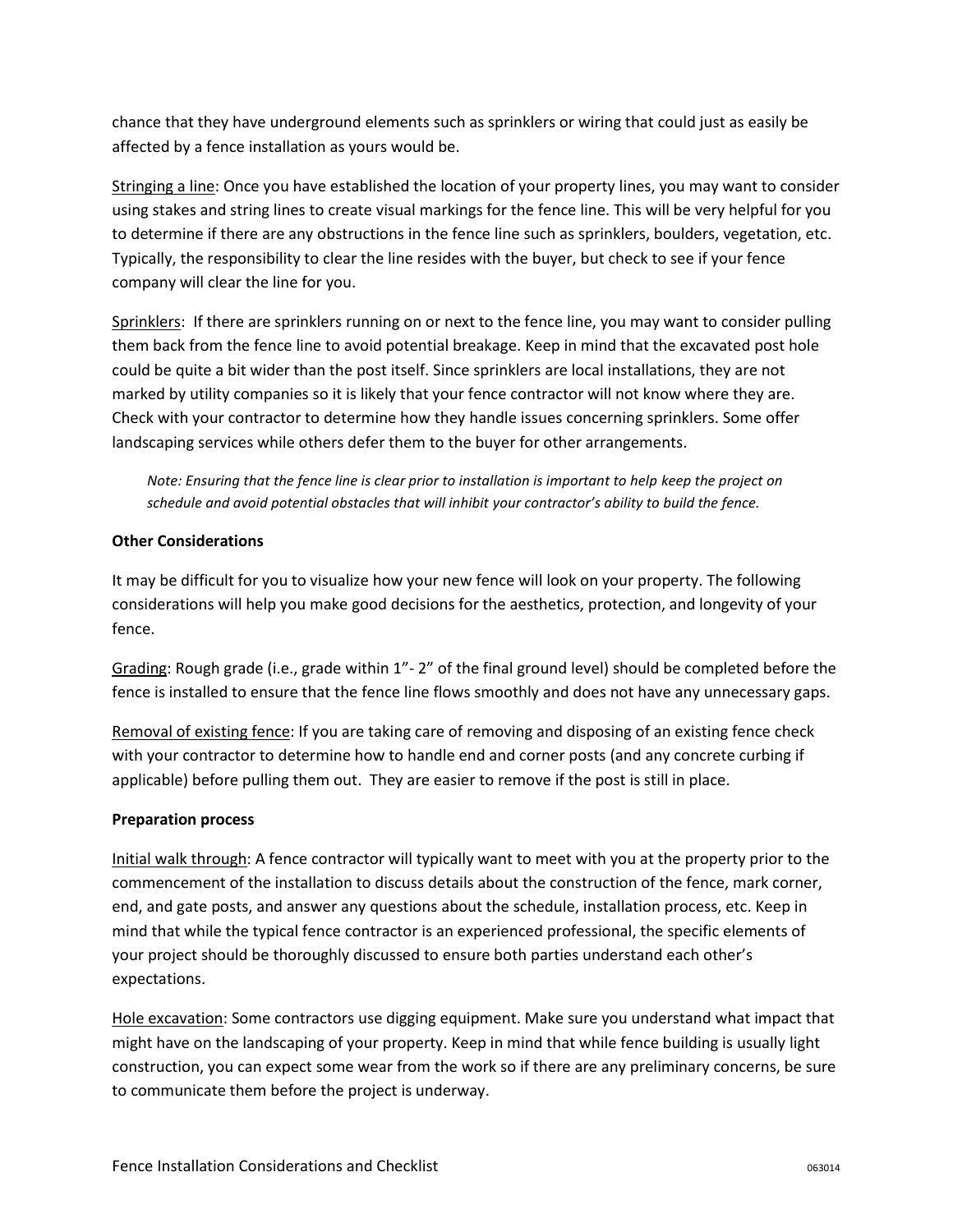chance that they have underground elements such as sprinklers or wiring that could just as easily be affected by a fence installation as yours would be.

Stringing a line: Once you have established the location of your property lines, you may want to consider using stakes and string lines to create visual markings for the fence line. This will be very helpful for you to determine if there are any obstructions in the fence line such as sprinklers, boulders, vegetation, etc. Typically, the responsibility to clear the line resides with the buyer, but check to see if your fence company will clear the line for you.

Sprinklers: If there are sprinklers running on or next to the fence line, you may want to consider pulling them back from the fence line to avoid potential breakage. Keep in mind that the excavated post hole could be quite a bit wider than the post itself. Since sprinklers are local installations, they are not marked by utility companies so it is likely that your fence contractor will not know where they are. Check with your contractor to determine how they handle issues concerning sprinklers. Some offer landscaping services while others defer them to the buyer for other arrangements.

> *Note: Ensuring that the fence line is clear prior to installation is important to help keep the project on schedule and avoid potential obstacles that will inhibit your contractor's ability to build the fence.*

**Other Considerations**

It may be difficult for you to visualize how your new fence will look on your property. The following considerations will help you make good decisions for the aesthetics, protection, and longevity of your fence.

Grading: Rough grade (i.e., grade within 1"- 2" of the final ground level) should be completed before the fence is installed to ensure that the fence line flows smoothly and does not have any unnecessary gaps.

Removal of existing fence: If you are taking care of removing and disposing of an existing fence check with your contractor to determine how to handle end and corner posts (and any concrete curbing if applicable) before pulling them out. They are easier to remove if the post is still in place.

**Preparation process**

Initial walk through: A fence contractor will typically want to meet with you at the property prior to the commencement of the installation to discuss details about the construction of the fence, mark corner, end, and gate posts, and answer any questions about the schedule, installation process, etc. Keep in mind that while the typical fence contractor is an experienced professional, the specific elements of your project should be thoroughly discussed to ensure both parties understand each other's expectations.

Hole excavation: Some contractors use digging equipment. Make sure you understand what impact that might have on the landscaping of your property. Keep in mind that while fence building is usually light construction, you can expect some wear from the work so if there are any preliminary concerns, be sure to communicate them before the project is underway.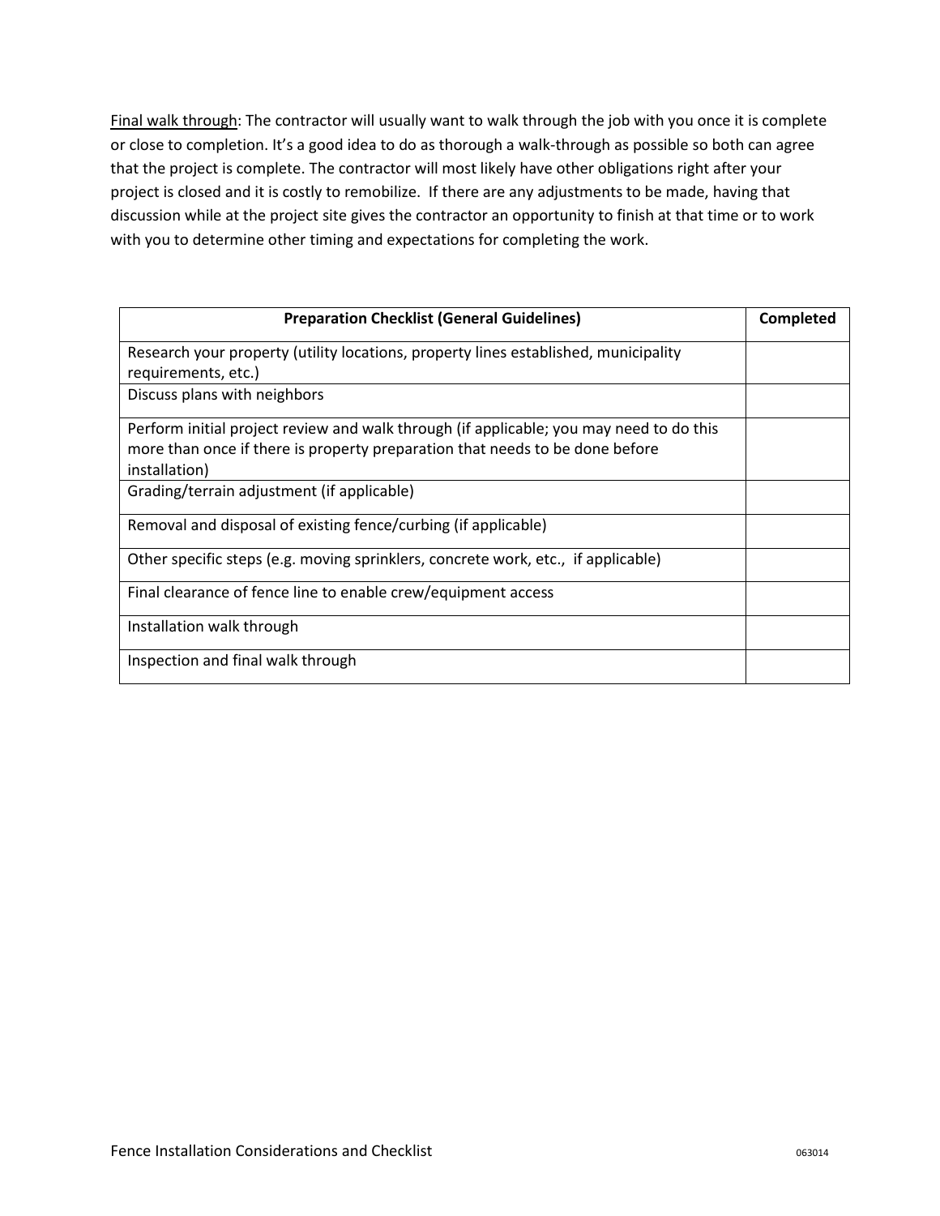<u>Final walk through</u>: The contractor will usually want to walk through the job with you once it is complete or close to completion. It's a good idea to do as thorough a walk-through as possible so both can agree that the project is complete. The contractor will most likely have other obligations right after your project is closed and it is costly to remobilize. If there are any adjustments to be made, having that discussion while at the project site gives the contractor an opportunity to finish at that time or to work with you to determine other timing and expectations for completing the work.

| Preparation Checklist (General Guidelines) | Completed |
|---|---|
| Research your property (utility locations, property lines established, municipality requirements, etc.) | |
| Discuss plans with neighbors | |
| Perform initial project review and walk through (if applicable; you may need to do this more than once if there is property preparation that needs to be done before installation) | |
| Grading/terrain adjustment (if applicable) | |
| Removal and disposal of existing fence/curbing (if applicable) | |
| Other specific steps (e.g. moving sprinklers, concrete work, etc., if applicable) | |
| Final clearance of fence line to enable crew/equipment access | |
| Installation walk through | |
| Inspection and final walk through | |